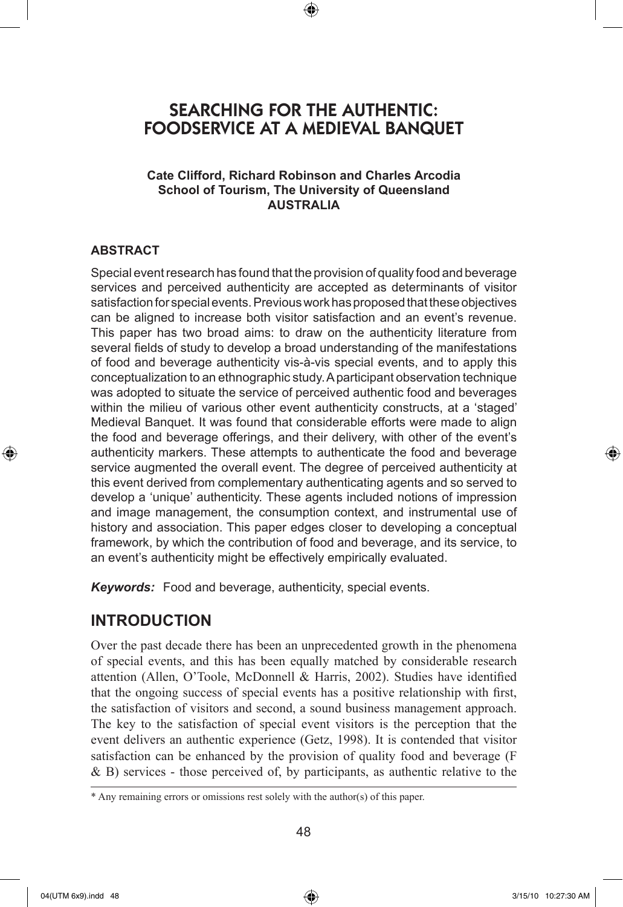# SEARCHING FOR THE AUTHENTIC: FOODSERVICE AT A MEDIEVAL BANQUET

**Cate Clifford, Richard Robinson and Charles Arcodia**
**School of Tourism, The University of Queensland**
**AUSTRALIA**

## ABSTRACT

Special event research has found that the provision of quality food and beverage services and perceived authenticity are accepted as determinants of visitor satisfaction for special events. Previous work has proposed that these objectives can be aligned to increase both visitor satisfaction and an event's revenue. This paper has two broad aims: to draw on the authenticity literature from several fields of study to develop a broad understanding of the manifestations of food and beverage authenticity vis-à-vis special events, and to apply this conceptualization to an ethnographic study. A participant observation technique was adopted to situate the service of perceived authentic food and beverages within the milieu of various other event authenticity constructs, at a 'staged' Medieval Banquet. It was found that considerable efforts were made to align the food and beverage offerings, and their delivery, with other of the event's authenticity markers. These attempts to authenticate the food and beverage service augmented the overall event. The degree of perceived authenticity at this event derived from complementary authenticating agents and so served to develop a 'unique' authenticity. These agents included notions of impression and image management, the consumption context, and instrumental use of history and association. This paper edges closer to developing a conceptual framework, by which the contribution of food and beverage, and its service, to an event's authenticity might be effectively empirically evaluated.

***Keywords:*** Food and beverage, authenticity, special events.

## INTRODUCTION

Over the past decade there has been an unprecedented growth in the phenomena of special events, and this has been equally matched by considerable research attention (Allen, O'Toole, McDonnell & Harris, 2002). Studies have identified that the ongoing success of special events has a positive relationship with first, the satisfaction of visitors and second, a sound business management approach. The key to the satisfaction of special event visitors is the perception that the event delivers an authentic experience (Getz, 1998). It is contended that visitor satisfaction can be enhanced by the provision of quality food and beverage (F & B) services - those perceived of, by participants, as authentic relative to the

\* Any remaining errors or omissions rest solely with the author(s) of this paper.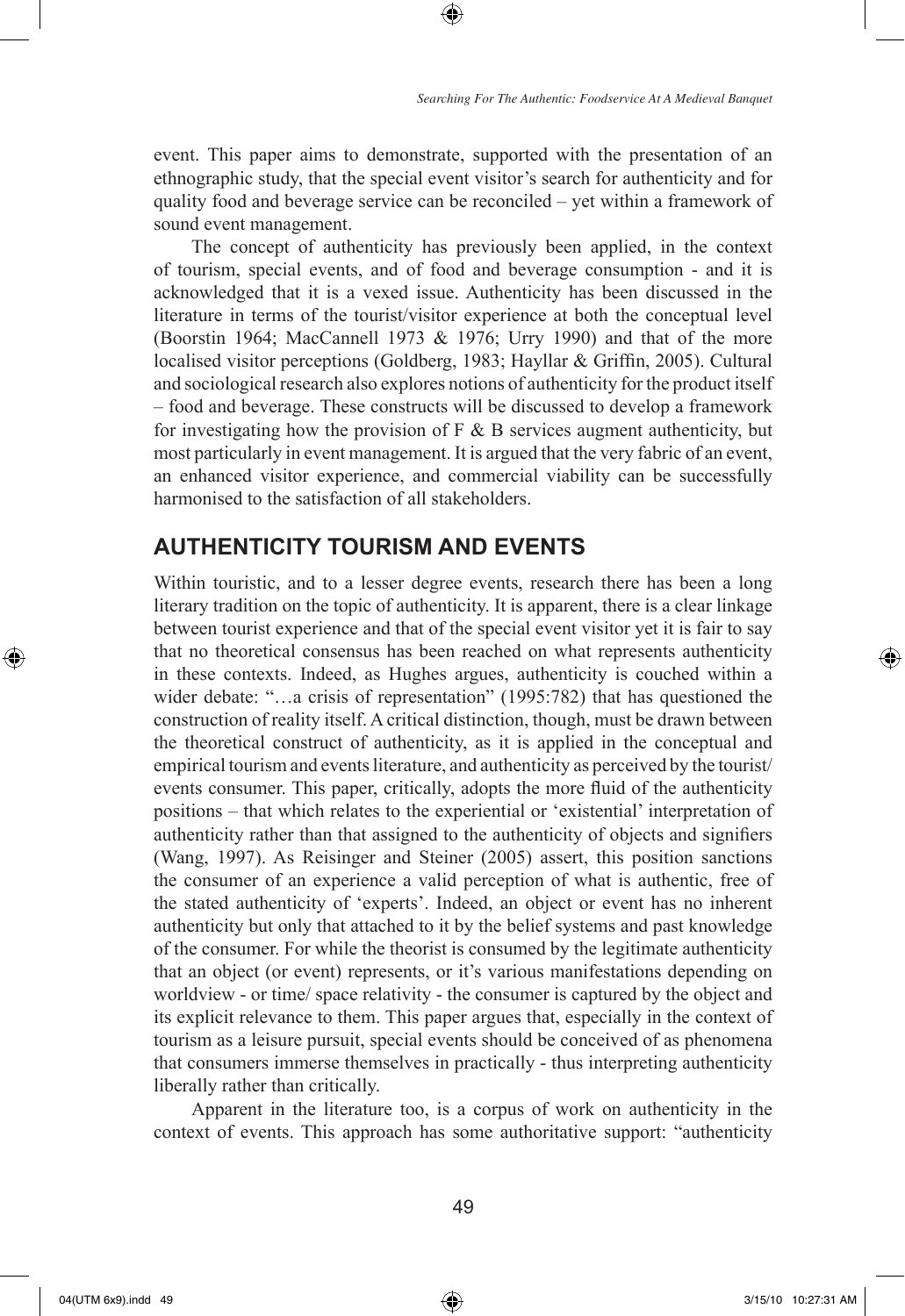event. This paper aims to demonstrate, supported with the presentation of an ethnographic study, that the special event visitor's search for authenticity and for quality food and beverage service can be reconciled – yet within a framework of sound event management.

The concept of authenticity has previously been applied, in the context of tourism, special events, and of food and beverage consumption - and it is acknowledged that it is a vexed issue. Authenticity has been discussed in the literature in terms of the tourist/visitor experience at both the conceptual level (Boorstin 1964; MacCannell 1973 & 1976; Urry 1990) and that of the more localised visitor perceptions (Goldberg, 1983; Hayllar & Griffin, 2005). Cultural and sociological research also explores notions of authenticity for the product itself – food and beverage. These constructs will be discussed to develop a framework for investigating how the provision of F & B services augment authenticity, but most particularly in event management. It is argued that the very fabric of an event, an enhanced visitor experience, and commercial viability can be successfully harmonised to the satisfaction of all stakeholders.

## AUTHENTICITY TOURISM AND EVENTS

Within touristic, and to a lesser degree events, research there has been a long literary tradition on the topic of authenticity. It is apparent, there is a clear linkage between tourist experience and that of the special event visitor yet it is fair to say that no theoretical consensus has been reached on what represents authenticity in these contexts. Indeed, as Hughes argues, authenticity is couched within a wider debate: "…a crisis of representation" (1995:782) that has questioned the construction of reality itself. A critical distinction, though, must be drawn between the theoretical construct of authenticity, as it is applied in the conceptual and empirical tourism and events literature, and authenticity as perceived by the tourist/events consumer. This paper, critically, adopts the more fluid of the authenticity positions – that which relates to the experiential or 'existential' interpretation of authenticity rather than that assigned to the authenticity of objects and signifiers (Wang, 1997). As Reisinger and Steiner (2005) assert, this position sanctions the consumer of an experience a valid perception of what is authentic, free of the stated authenticity of 'experts'. Indeed, an object or event has no inherent authenticity but only that attached to it by the belief systems and past knowledge of the consumer. For while the theorist is consumed by the legitimate authenticity that an object (or event) represents, or it's various manifestations depending on worldview - or time/ space relativity - the consumer is captured by the object and its explicit relevance to them. This paper argues that, especially in the context of tourism as a leisure pursuit, special events should be conceived of as phenomena that consumers immerse themselves in practically - thus interpreting authenticity liberally rather than critically.

Apparent in the literature too, is a corpus of work on authenticity in the context of events. This approach has some authoritative support: "authenticity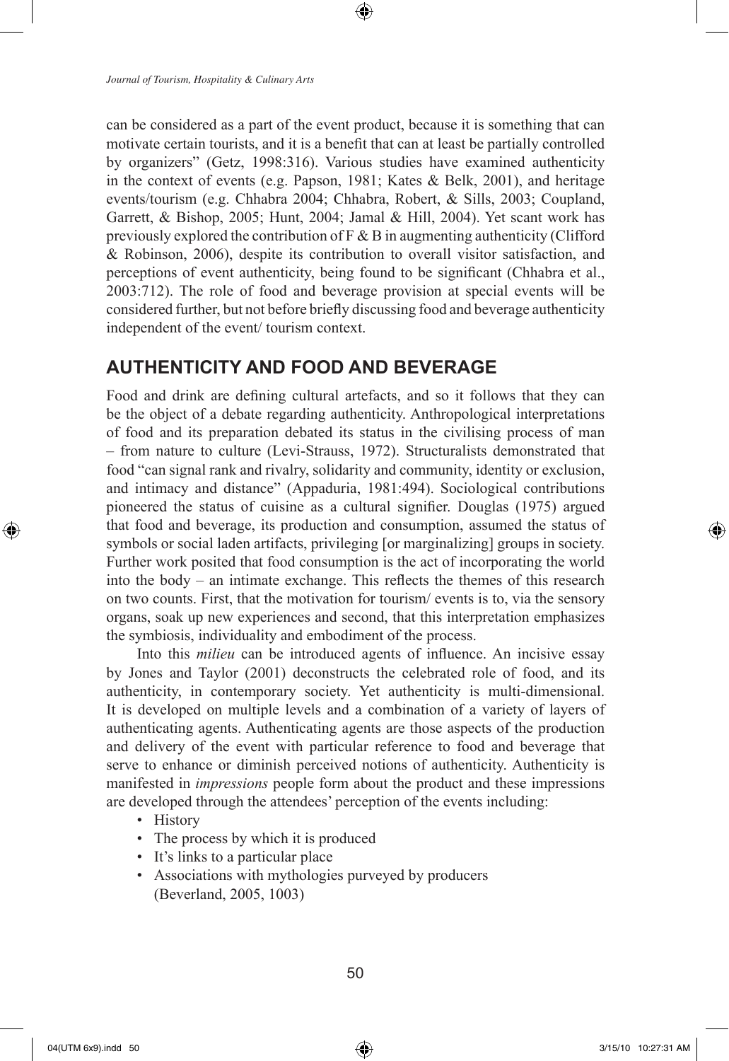can be considered as a part of the event product, because it is something that can motivate certain tourists, and it is a benefit that can at least be partially controlled by organizers" (Getz, 1998:316). Various studies have examined authenticity in the context of events (e.g. Papson, 1981; Kates & Belk, 2001), and heritage events/tourism (e.g. Chhabra 2004; Chhabra, Robert, & Sills, 2003; Coupland, Garrett, & Bishop, 2005; Hunt, 2004; Jamal & Hill, 2004). Yet scant work has previously explored the contribution of F & B in augmenting authenticity (Clifford & Robinson, 2006), despite its contribution to overall visitor satisfaction, and perceptions of event authenticity, being found to be significant (Chhabra et al., 2003:712). The role of food and beverage provision at special events will be considered further, but not before briefly discussing food and beverage authenticity independent of the event/ tourism context.

## AUTHENTICITY AND FOOD AND BEVERAGE

Food and drink are defining cultural artefacts, and so it follows that they can be the object of a debate regarding authenticity. Anthropological interpretations of food and its preparation debated its status in the civilising process of man – from nature to culture (Levi-Strauss, 1972). Structuralists demonstrated that food "can signal rank and rivalry, solidarity and community, identity or exclusion, and intimacy and distance" (Appaduria, 1981:494). Sociological contributions pioneered the status of cuisine as a cultural signifier. Douglas (1975) argued that food and beverage, its production and consumption, assumed the status of symbols or social laden artifacts, privileging [or marginalizing] groups in society. Further work posited that food consumption is the act of incorporating the world into the body – an intimate exchange. This reflects the themes of this research on two counts. First, that the motivation for tourism/ events is to, via the sensory organs, soak up new experiences and second, that this interpretation emphasizes the symbiosis, individuality and embodiment of the process.

Into this *milieu* can be introduced agents of influence. An incisive essay by Jones and Taylor (2001) deconstructs the celebrated role of food, and its authenticity, in contemporary society. Yet authenticity is multi-dimensional. It is developed on multiple levels and a combination of a variety of layers of authenticating agents. Authenticating agents are those aspects of the production and delivery of the event with particular reference to food and beverage that serve to enhance or diminish perceived notions of authenticity. Authenticity is manifested in *impressions* people form about the product and these impressions are developed through the attendees' perception of the events including:

- History
- The process by which it is produced
- It's links to a particular place
- Associations with mythologies purveyed by producers (Beverland, 2005, 1003)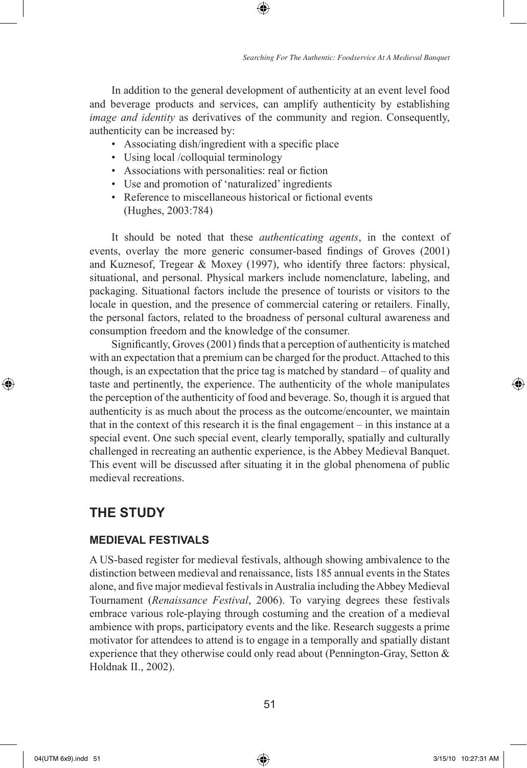In addition to the general development of authenticity at an event level food and beverage products and services, can amplify authenticity by establishing *image and identity* as derivatives of the community and region. Consequently, authenticity can be increased by:

- Associating dish/ingredient with a specific place
- Using local /colloquial terminology
- Associations with personalities: real or fiction
- Use and promotion of 'naturalized' ingredients
- Reference to miscellaneous historical or fictional events (Hughes, 2003:784)

It should be noted that these *authenticating agents*, in the context of events, overlay the more generic consumer-based findings of Groves (2001) and Kuznesof, Tregear & Moxey (1997), who identify three factors: physical, situational, and personal. Physical markers include nomenclature, labeling, and packaging. Situational factors include the presence of tourists or visitors to the locale in question, and the presence of commercial catering or retailers. Finally, the personal factors, related to the broadness of personal cultural awareness and consumption freedom and the knowledge of the consumer.

Significantly, Groves (2001) finds that a perception of authenticity is matched with an expectation that a premium can be charged for the product. Attached to this though, is an expectation that the price tag is matched by standard – of quality and taste and pertinently, the experience. The authenticity of the whole manipulates the perception of the authenticity of food and beverage. So, though it is argued that authenticity is as much about the process as the outcome/encounter, we maintain that in the context of this research it is the final engagement – in this instance at a special event. One such special event, clearly temporally, spatially and culturally challenged in recreating an authentic experience, is the Abbey Medieval Banquet. This event will be discussed after situating it in the global phenomena of public medieval recreations.

## THE STUDY

### MEDIEVAL FESTIVALS

A US-based register for medieval festivals, although showing ambivalence to the distinction between medieval and renaissance, lists 185 annual events in the States alone, and five major medieval festivals in Australia including the Abbey Medieval Tournament (*Renaissance Festival*, 2006). To varying degrees these festivals embrace various role-playing through costuming and the creation of a medieval ambience with props, participatory events and the like. Research suggests a prime motivator for attendees to attend is to engage in a temporally and spatially distant experience that they otherwise could only read about (Pennington-Gray, Setton & Holdnak II., 2002).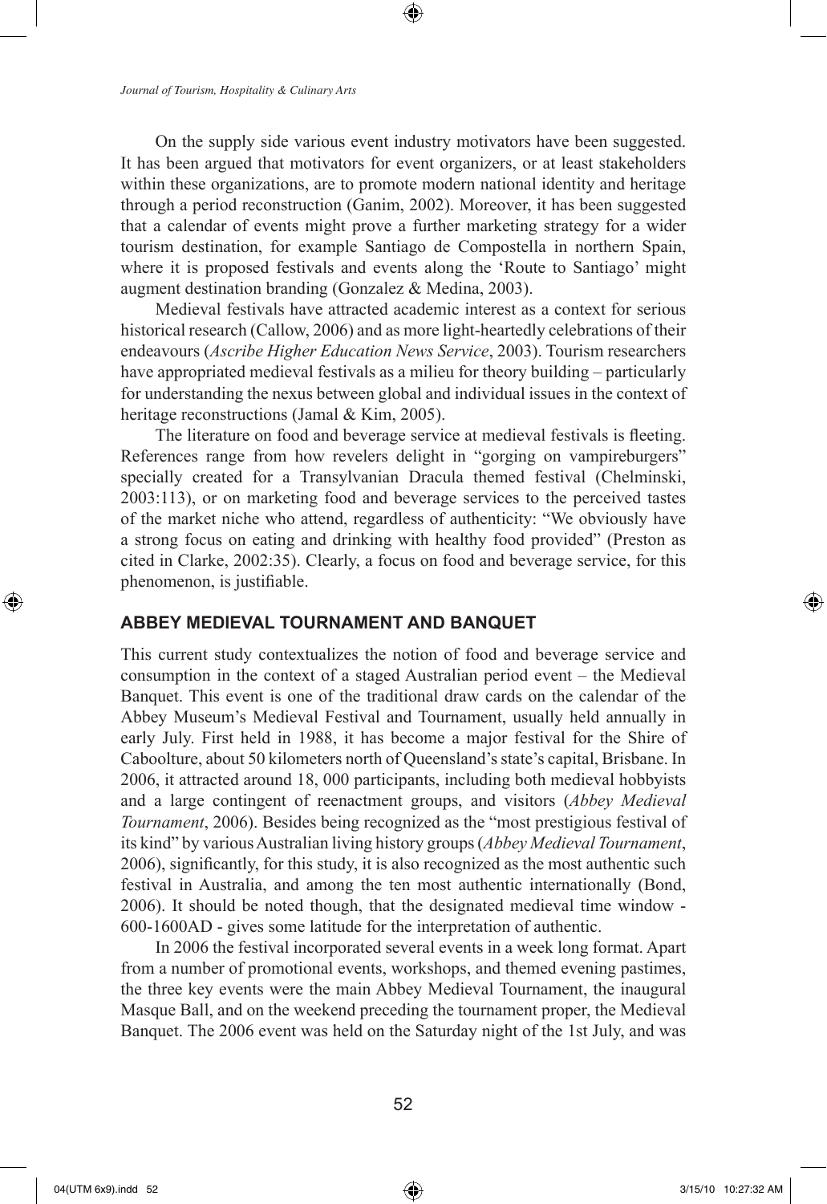On the supply side various event industry motivators have been suggested. It has been argued that motivators for event organizers, or at least stakeholders within these organizations, are to promote modern national identity and heritage through a period reconstruction (Ganim, 2002). Moreover, it has been suggested that a calendar of events might prove a further marketing strategy for a wider tourism destination, for example Santiago de Compostella in northern Spain, where it is proposed festivals and events along the 'Route to Santiago' might augment destination branding (Gonzalez & Medina, 2003).

Medieval festivals have attracted academic interest as a context for serious historical research (Callow, 2006) and as more light-heartedly celebrations of their endeavours (*Ascribe Higher Education News Service*, 2003). Tourism researchers have appropriated medieval festivals as a milieu for theory building – particularly for understanding the nexus between global and individual issues in the context of heritage reconstructions (Jamal & Kim, 2005).

The literature on food and beverage service at medieval festivals is fleeting. References range from how revelers delight in "gorging on vampireburgers" specially created for a Transylvanian Dracula themed festival (Chelminski, 2003:113), or on marketing food and beverage services to the perceived tastes of the market niche who attend, regardless of authenticity: "We obviously have a strong focus on eating and drinking with healthy food provided" (Preston as cited in Clarke, 2002:35). Clearly, a focus on food and beverage service, for this phenomenon, is justifiable.

## ABBEY MEDIEVAL TOURNAMENT AND BANQUET

This current study contextualizes the notion of food and beverage service and consumption in the context of a staged Australian period event – the Medieval Banquet. This event is one of the traditional draw cards on the calendar of the Abbey Museum's Medieval Festival and Tournament, usually held annually in early July. First held in 1988, it has become a major festival for the Shire of Caboolture, about 50 kilometers north of Queensland's state's capital, Brisbane. In 2006, it attracted around 18, 000 participants, including both medieval hobbyists and a large contingent of reenactment groups, and visitors (*Abbey Medieval Tournament*, 2006). Besides being recognized as the "most prestigious festival of its kind" by various Australian living history groups (*Abbey Medieval Tournament*, 2006), significantly, for this study, it is also recognized as the most authentic such festival in Australia, and among the ten most authentic internationally (Bond, 2006). It should be noted though, that the designated medieval time window - 600-1600AD - gives some latitude for the interpretation of authentic.

In 2006 the festival incorporated several events in a week long format. Apart from a number of promotional events, workshops, and themed evening pastimes, the three key events were the main Abbey Medieval Tournament, the inaugural Masque Ball, and on the weekend preceding the tournament proper, the Medieval Banquet. The 2006 event was held on the Saturday night of the 1st July, and was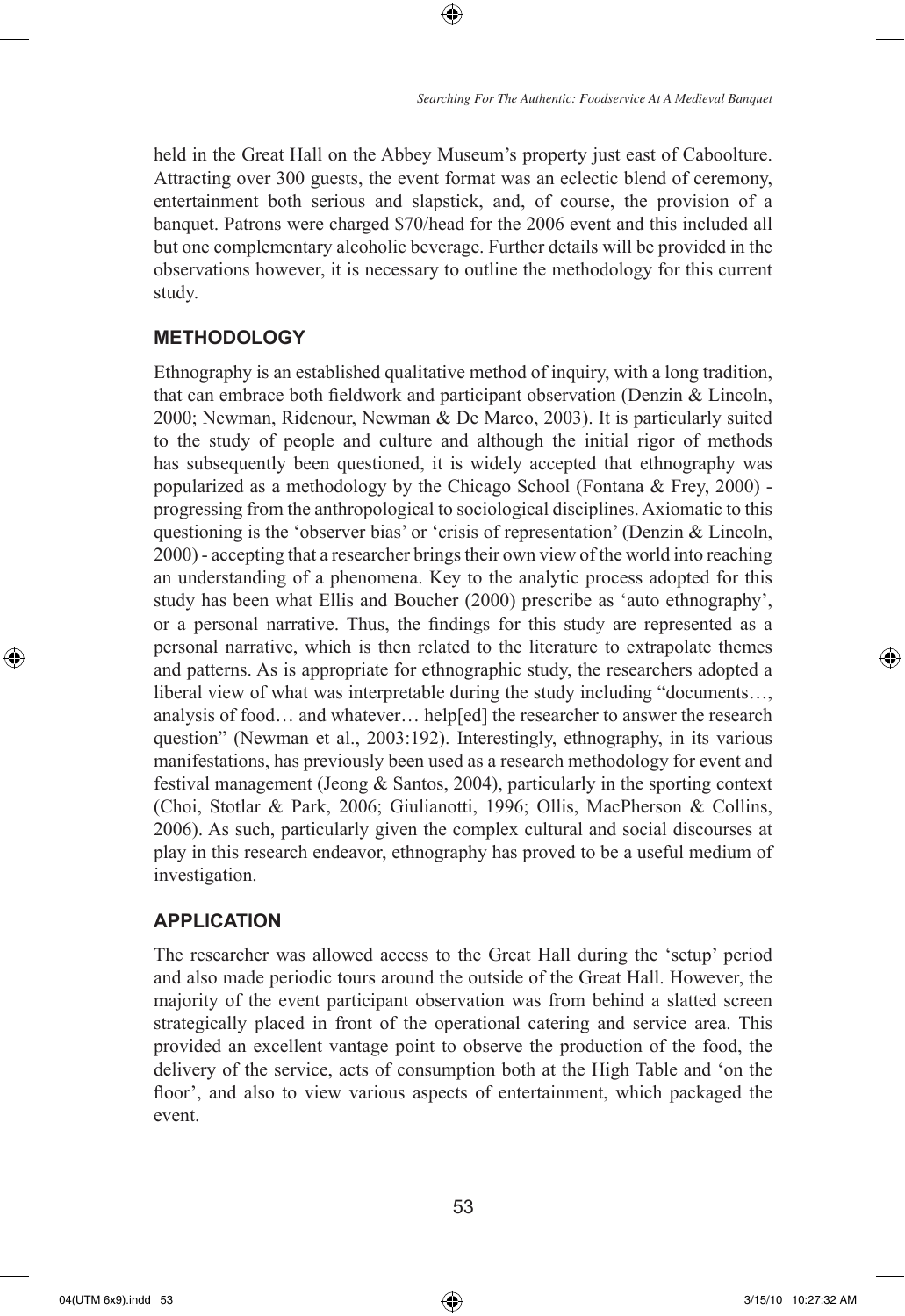held in the Great Hall on the Abbey Museum's property just east of Caboolture. Attracting over 300 guests, the event format was an eclectic blend of ceremony, entertainment both serious and slapstick, and, of course, the provision of a banquet. Patrons were charged $70/head for the 2006 event and this included all but one complementary alcoholic beverage. Further details will be provided in the observations however, it is necessary to outline the methodology for this current study.

## METHODOLOGY

Ethnography is an established qualitative method of inquiry, with a long tradition, that can embrace both fieldwork and participant observation (Denzin & Lincoln, 2000; Newman, Ridenour, Newman & De Marco, 2003). It is particularly suited to the study of people and culture and although the initial rigor of methods has subsequently been questioned, it is widely accepted that ethnography was popularized as a methodology by the Chicago School (Fontana & Frey, 2000) - progressing from the anthropological to sociological disciplines. Axiomatic to this questioning is the 'observer bias' or 'crisis of representation' (Denzin & Lincoln, 2000) - accepting that a researcher brings their own view of the world into reaching an understanding of a phenomena. Key to the analytic process adopted for this study has been what Ellis and Boucher (2000) prescribe as 'auto ethnography', or a personal narrative. Thus, the findings for this study are represented as a personal narrative, which is then related to the literature to extrapolate themes and patterns. As is appropriate for ethnographic study, the researchers adopted a liberal view of what was interpretable during the study including "documents…, analysis of food… and whatever… help[ed] the researcher to answer the research question" (Newman et al., 2003:192). Interestingly, ethnography, in its various manifestations, has previously been used as a research methodology for event and festival management (Jeong & Santos, 2004), particularly in the sporting context (Choi, Stotlar & Park, 2006; Giulianotti, 1996; Ollis, MacPherson & Collins, 2006). As such, particularly given the complex cultural and social discourses at play in this research endeavor, ethnography has proved to be a useful medium of investigation.

## APPLICATION

The researcher was allowed access to the Great Hall during the 'setup' period and also made periodic tours around the outside of the Great Hall. However, the majority of the event participant observation was from behind a slatted screen strategically placed in front of the operational catering and service area. This provided an excellent vantage point to observe the production of the food, the delivery of the service, acts of consumption both at the High Table and 'on the floor', and also to view various aspects of entertainment, which packaged the event.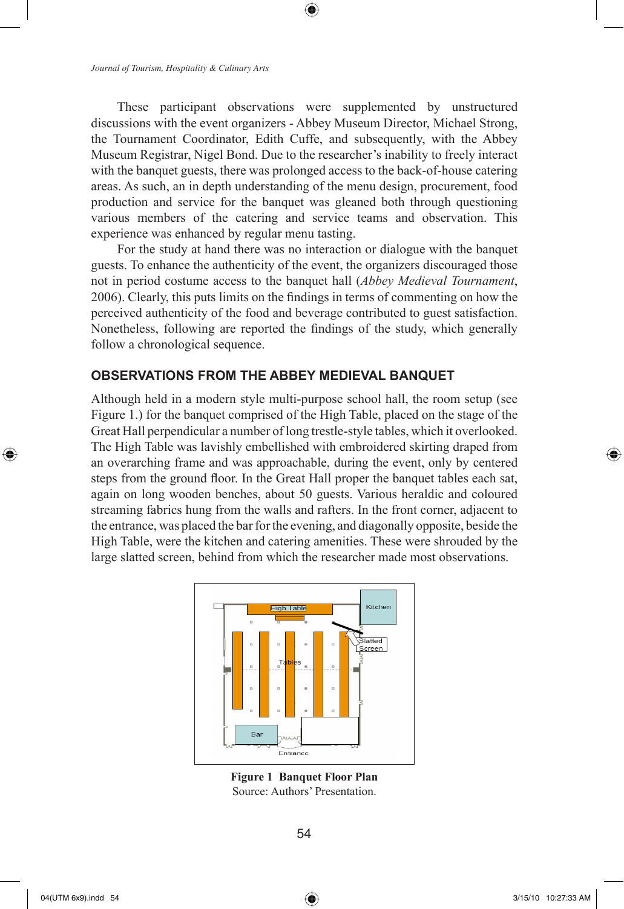These participant observations were supplemented by unstructured discussions with the event organizers - Abbey Museum Director, Michael Strong, the Tournament Coordinator, Edith Cuffe, and subsequently, with the Abbey Museum Registrar, Nigel Bond. Due to the researcher's inability to freely interact with the banquet guests, there was prolonged access to the back-of-house catering areas. As such, an in depth understanding of the menu design, procurement, food production and service for the banquet was gleaned both through questioning various members of the catering and service teams and observation. This experience was enhanced by regular menu tasting.

For the study at hand there was no interaction or dialogue with the banquet guests. To enhance the authenticity of the event, the organizers discouraged those not in period costume access to the banquet hall (*Abbey Medieval Tournament*, 2006). Clearly, this puts limits on the findings in terms of commenting on how the perceived authenticity of the food and beverage contributed to guest satisfaction. Nonetheless, following are reported the findings of the study, which generally follow a chronological sequence.

## OBSERVATIONS FROM THE ABBEY MEDIEVAL BANQUET

Although held in a modern style multi-purpose school hall, the room setup (see Figure 1.) for the banquet comprised of the High Table, placed on the stage of the Great Hall perpendicular a number of long trestle-style tables, which it overlooked. The High Table was lavishly embellished with embroidered skirting draped from an overarching frame and was approachable, during the event, only by centered steps from the ground floor. In the Great Hall proper the banquet tables each sat, again on long wooden benches, about 50 guests. Various heraldic and coloured streaming fabrics hung from the walls and rafters. In the front corner, adjacent to the entrance, was placed the bar for the evening, and diagonally opposite, beside the High Table, were the kitchen and catering amenities. These were shrouded by the large slatted screen, behind from which the researcher made most observations.

**Figure 1 Banquet Floor Plan**
Source: Authors' Presentation.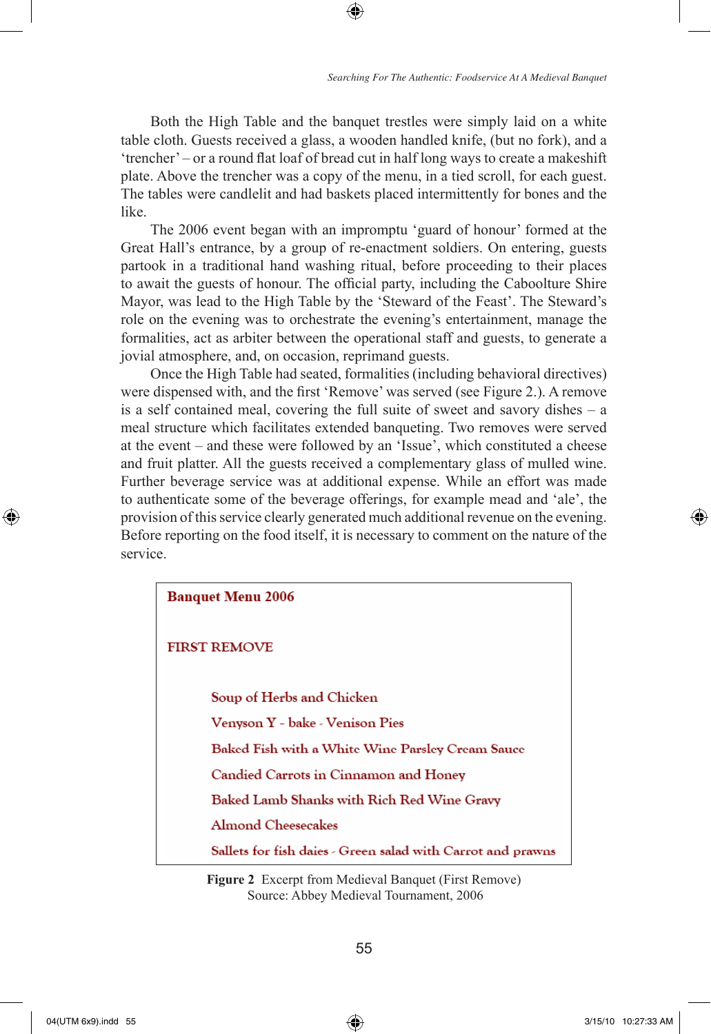Both the High Table and the banquet trestles were simply laid on a white table cloth. Guests received a glass, a wooden handled knife, (but no fork), and a 'trencher' – or a round flat loaf of bread cut in half long ways to create a makeshift plate. Above the trencher was a copy of the menu, in a tied scroll, for each guest. The tables were candlelit and had baskets placed intermittently for bones and the like.

The 2006 event began with an impromptu 'guard of honour' formed at the Great Hall's entrance, by a group of re-enactment soldiers. On entering, guests partook in a traditional hand washing ritual, before proceeding to their places to await the guests of honour. The official party, including the Caboolture Shire Mayor, was lead to the High Table by the 'Steward of the Feast'. The Steward's role on the evening was to orchestrate the evening's entertainment, manage the formalities, act as arbiter between the operational staff and guests, to generate a jovial atmosphere, and, on occasion, reprimand guests.

Once the High Table had seated, formalities (including behavioral directives) were dispensed with, and the first 'Remove' was served (see Figure 2.). A remove is a self contained meal, covering the full suite of sweet and savory dishes – a meal structure which facilitates extended banqueting. Two removes were served at the event – and these were followed by an 'Issue', which constituted a cheese and fruit platter. All the guests received a complementary glass of mulled wine. Further beverage service was at additional expense. While an effort was made to authenticate some of the beverage offerings, for example mead and 'ale', the provision of this service clearly generated much additional revenue on the evening. Before reporting on the food itself, it is necessary to comment on the nature of the service.

**Banquet Menu 2006**

FIRST REMOVE

- Soup of Herbs and Chicken
- Venyson Y - bake - Venison Pies
- Baked Fish with a White Wine Parsley Cream Sauce
- Candied Carrots in Cinnamon and Honey
- Baked Lamb Shanks with Rich Red Wine Gravy
- Almond Cheesecakes
- Sallets for fish daies - Green salad with Carrot and prawns

**Figure 2** Excerpt from Medieval Banquet (First Remove)
Source: Abbey Medieval Tournament, 2006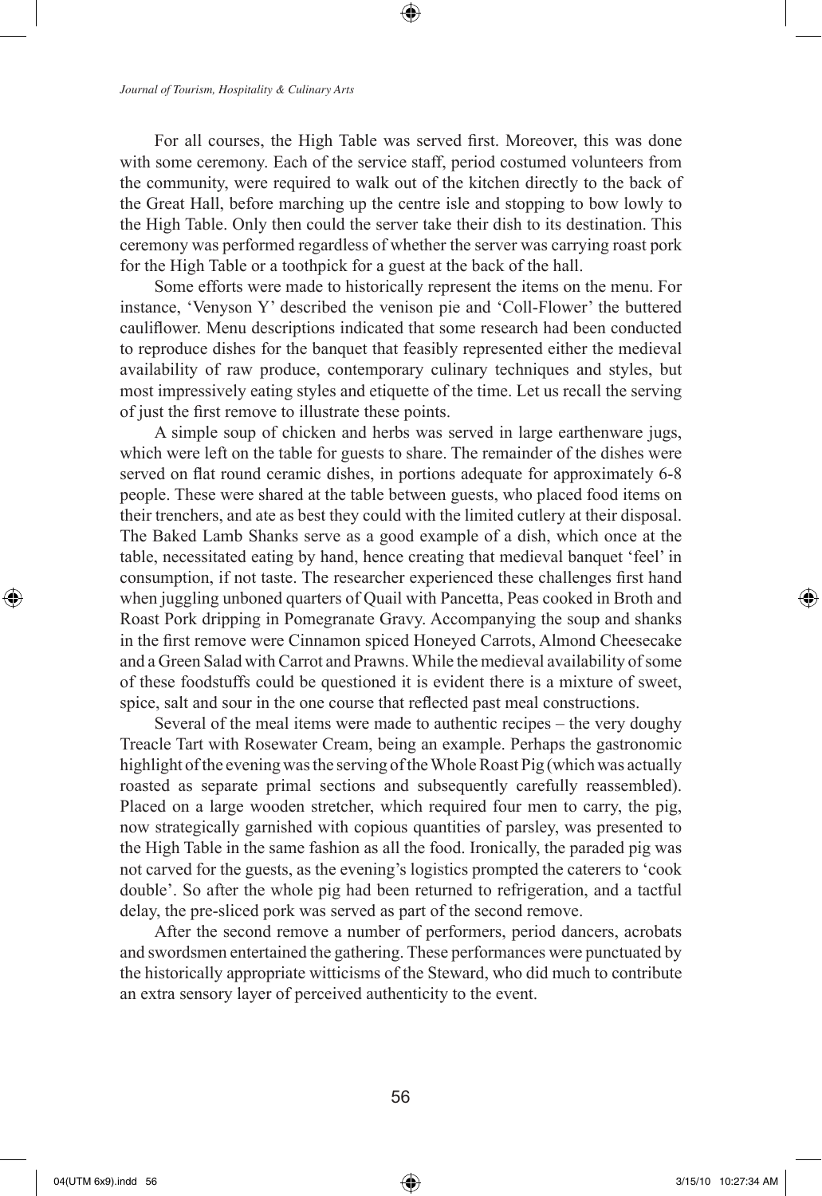For all courses, the High Table was served first. Moreover, this was done with some ceremony. Each of the service staff, period costumed volunteers from the community, were required to walk out of the kitchen directly to the back of the Great Hall, before marching up the centre isle and stopping to bow lowly to the High Table. Only then could the server take their dish to its destination. This ceremony was performed regardless of whether the server was carrying roast pork for the High Table or a toothpick for a guest at the back of the hall.

Some efforts were made to historically represent the items on the menu. For instance, 'Venyson Y' described the venison pie and 'Coll-Flower' the buttered cauliflower. Menu descriptions indicated that some research had been conducted to reproduce dishes for the banquet that feasibly represented either the medieval availability of raw produce, contemporary culinary techniques and styles, but most impressively eating styles and etiquette of the time. Let us recall the serving of just the first remove to illustrate these points.

A simple soup of chicken and herbs was served in large earthenware jugs, which were left on the table for guests to share. The remainder of the dishes were served on flat round ceramic dishes, in portions adequate for approximately 6-8 people. These were shared at the table between guests, who placed food items on their trenchers, and ate as best they could with the limited cutlery at their disposal. The Baked Lamb Shanks serve as a good example of a dish, which once at the table, necessitated eating by hand, hence creating that medieval banquet 'feel' in consumption, if not taste. The researcher experienced these challenges first hand when juggling unboned quarters of Quail with Pancetta, Peas cooked in Broth and Roast Pork dripping in Pomegranate Gravy. Accompanying the soup and shanks in the first remove were Cinnamon spiced Honeyed Carrots, Almond Cheesecake and a Green Salad with Carrot and Prawns. While the medieval availability of some of these foodstuffs could be questioned it is evident there is a mixture of sweet, spice, salt and sour in the one course that reflected past meal constructions.

Several of the meal items were made to authentic recipes – the very doughy Treacle Tart with Rosewater Cream, being an example. Perhaps the gastronomic highlight of the evening was the serving of the Whole Roast Pig (which was actually roasted as separate primal sections and subsequently carefully reassembled). Placed on a large wooden stretcher, which required four men to carry, the pig, now strategically garnished with copious quantities of parsley, was presented to the High Table in the same fashion as all the food. Ironically, the paraded pig was not carved for the guests, as the evening's logistics prompted the caterers to 'cook double'. So after the whole pig had been returned to refrigeration, and a tactful delay, the pre-sliced pork was served as part of the second remove.

After the second remove a number of performers, period dancers, acrobats and swordsmen entertained the gathering. These performances were punctuated by the historically appropriate witticisms of the Steward, who did much to contribute an extra sensory layer of perceived authenticity to the event.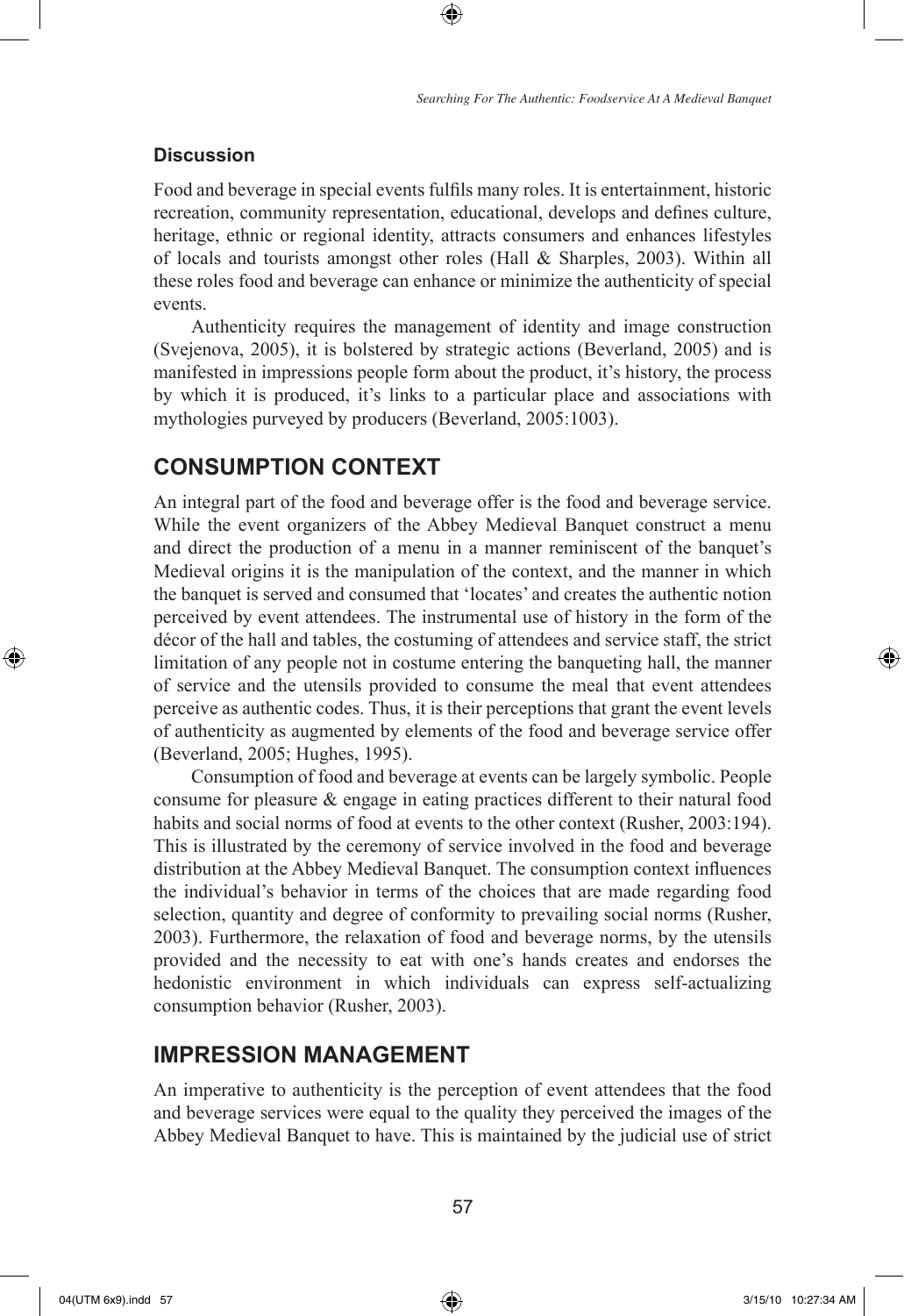### Discussion

Food and beverage in special events fulfils many roles. It is entertainment, historic recreation, community representation, educational, develops and defines culture, heritage, ethnic or regional identity, attracts consumers and enhances lifestyles of locals and tourists amongst other roles (Hall & Sharples, 2003). Within all these roles food and beverage can enhance or minimize the authenticity of special events.

Authenticity requires the management of identity and image construction (Svejenova, 2005), it is bolstered by strategic actions (Beverland, 2005) and is manifested in impressions people form about the product, it's history, the process by which it is produced, it's links to a particular place and associations with mythologies purveyed by producers (Beverland, 2005:1003).

## CONSUMPTION CONTEXT

An integral part of the food and beverage offer is the food and beverage service. While the event organizers of the Abbey Medieval Banquet construct a menu and direct the production of a menu in a manner reminiscent of the banquet's Medieval origins it is the manipulation of the context, and the manner in which the banquet is served and consumed that 'locates' and creates the authentic notion perceived by event attendees. The instrumental use of history in the form of the décor of the hall and tables, the costuming of attendees and service staff, the strict limitation of any people not in costume entering the banqueting hall, the manner of service and the utensils provided to consume the meal that event attendees perceive as authentic codes. Thus, it is their perceptions that grant the event levels of authenticity as augmented by elements of the food and beverage service offer (Beverland, 2005; Hughes, 1995).

Consumption of food and beverage at events can be largely symbolic. People consume for pleasure & engage in eating practices different to their natural food habits and social norms of food at events to the other context (Rusher, 2003:194). This is illustrated by the ceremony of service involved in the food and beverage distribution at the Abbey Medieval Banquet. The consumption context influences the individual's behavior in terms of the choices that are made regarding food selection, quantity and degree of conformity to prevailing social norms (Rusher, 2003). Furthermore, the relaxation of food and beverage norms, by the utensils provided and the necessity to eat with one's hands creates and endorses the hedonistic environment in which individuals can express self-actualizing consumption behavior (Rusher, 2003).

## IMPRESSION MANAGEMENT

An imperative to authenticity is the perception of event attendees that the food and beverage services were equal to the quality they perceived the images of the Abbey Medieval Banquet to have. This is maintained by the judicial use of strict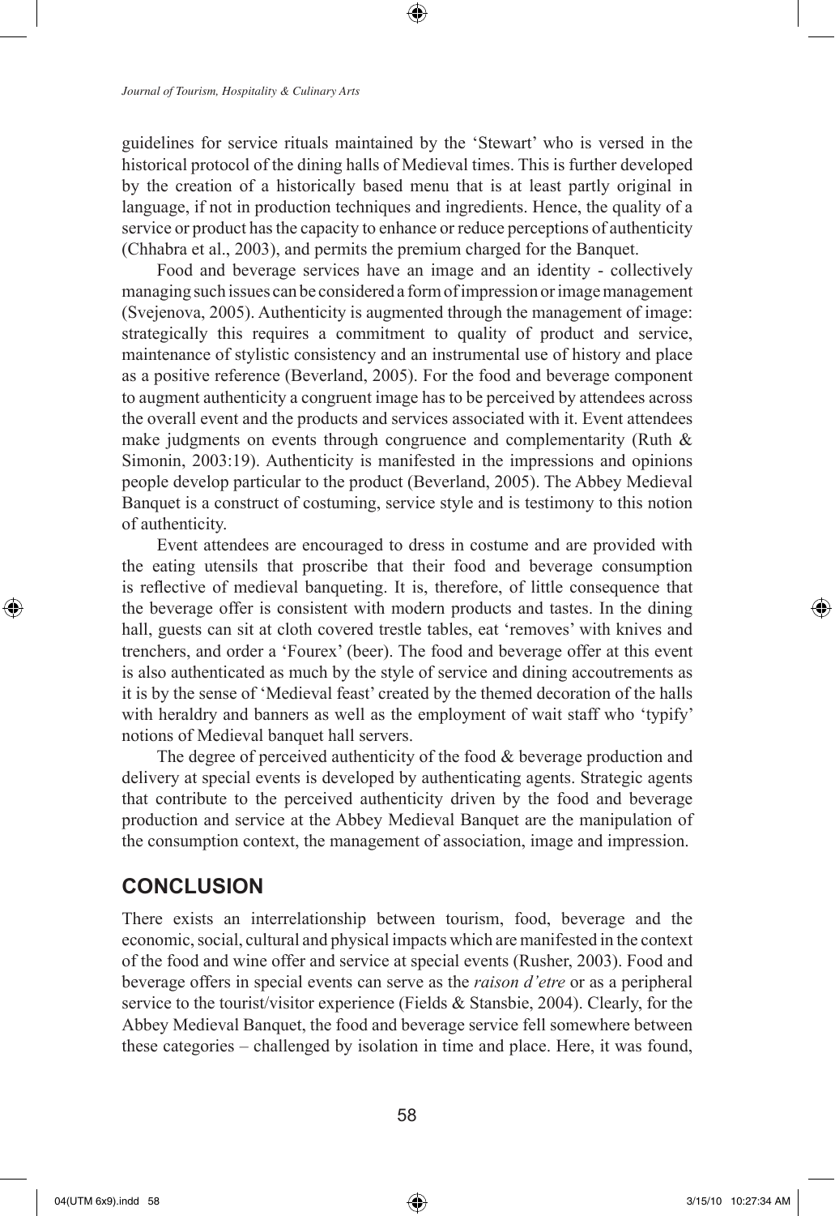guidelines for service rituals maintained by the 'Stewart' who is versed in the historical protocol of the dining halls of Medieval times. This is further developed by the creation of a historically based menu that is at least partly original in language, if not in production techniques and ingredients. Hence, the quality of a service or product has the capacity to enhance or reduce perceptions of authenticity (Chhabra et al., 2003), and permits the premium charged for the Banquet.

Food and beverage services have an image and an identity - collectively managing such issues can be considered a form of impression or image management (Svejenova, 2005). Authenticity is augmented through the management of image: strategically this requires a commitment to quality of product and service, maintenance of stylistic consistency and an instrumental use of history and place as a positive reference (Beverland, 2005). For the food and beverage component to augment authenticity a congruent image has to be perceived by attendees across the overall event and the products and services associated with it. Event attendees make judgments on events through congruence and complementarity (Ruth & Simonin, 2003:19). Authenticity is manifested in the impressions and opinions people develop particular to the product (Beverland, 2005). The Abbey Medieval Banquet is a construct of costuming, service style and is testimony to this notion of authenticity.

Event attendees are encouraged to dress in costume and are provided with the eating utensils that proscribe that their food and beverage consumption is reflective of medieval banqueting. It is, therefore, of little consequence that the beverage offer is consistent with modern products and tastes. In the dining hall, guests can sit at cloth covered trestle tables, eat 'removes' with knives and trenchers, and order a 'Fourex' (beer). The food and beverage offer at this event is also authenticated as much by the style of service and dining accoutrements as it is by the sense of 'Medieval feast' created by the themed decoration of the halls with heraldry and banners as well as the employment of wait staff who 'typify' notions of Medieval banquet hall servers.

The degree of perceived authenticity of the food & beverage production and delivery at special events is developed by authenticating agents. Strategic agents that contribute to the perceived authenticity driven by the food and beverage production and service at the Abbey Medieval Banquet are the manipulation of the consumption context, the management of association, image and impression.

## CONCLUSION

There exists an interrelationship between tourism, food, beverage and the economic, social, cultural and physical impacts which are manifested in the context of the food and wine offer and service at special events (Rusher, 2003). Food and beverage offers in special events can serve as the *raison d'etre* or as a peripheral service to the tourist/visitor experience (Fields & Stansbie, 2004). Clearly, for the Abbey Medieval Banquet, the food and beverage service fell somewhere between these categories – challenged by isolation in time and place. Here, it was found,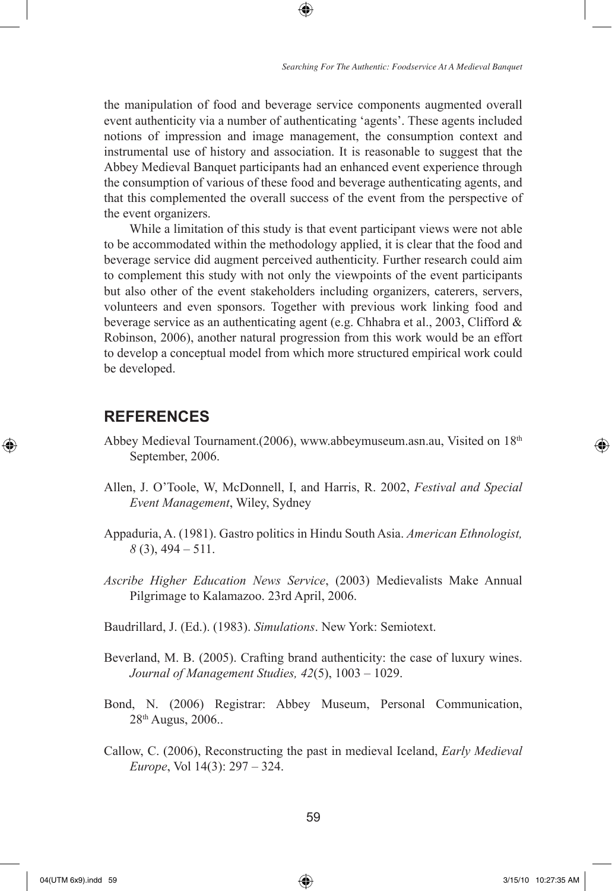the manipulation of food and beverage service components augmented overall event authenticity via a number of authenticating 'agents'. These agents included notions of impression and image management, the consumption context and instrumental use of history and association. It is reasonable to suggest that the Abbey Medieval Banquet participants had an enhanced event experience through the consumption of various of these food and beverage authenticating agents, and that this complemented the overall success of the event from the perspective of the event organizers.

While a limitation of this study is that event participant views were not able to be accommodated within the methodology applied, it is clear that the food and beverage service did augment perceived authenticity. Further research could aim to complement this study with not only the viewpoints of the event participants but also other of the event stakeholders including organizers, caterers, servers, volunteers and even sponsors. Together with previous work linking food and beverage service as an authenticating agent (e.g. Chhabra et al., 2003, Clifford & Robinson, 2006), another natural progression from this work would be an effort to develop a conceptual model from which more structured empirical work could be developed.

## REFERENCES

Abbey Medieval Tournament.(2006), www.abbeymuseum.asn.au, Visited on 18th September, 2006.

Allen, J. O'Toole, W, McDonnell, I, and Harris, R. 2002, *Festival and Special Event Management*, Wiley, Sydney

Appaduria, A. (1981). Gastro politics in Hindu South Asia. *American Ethnologist, 8* (3), 494 – 511.

*Ascribe Higher Education News Service*, (2003) Medievalists Make Annual Pilgrimage to Kalamazoo. 23rd April, 2006.

Baudrillard, J. (Ed.). (1983). *Simulations*. New York: Semiotext.

Beverland, M. B. (2005). Crafting brand authenticity: the case of luxury wines. *Journal of Management Studies, 42*(5), 1003 – 1029.

Bond, N. (2006) Registrar: Abbey Museum, Personal Communication, 28th Augus, 2006..

Callow, C. (2006), Reconstructing the past in medieval Iceland, *Early Medieval Europe*, Vol 14(3): 297 – 324.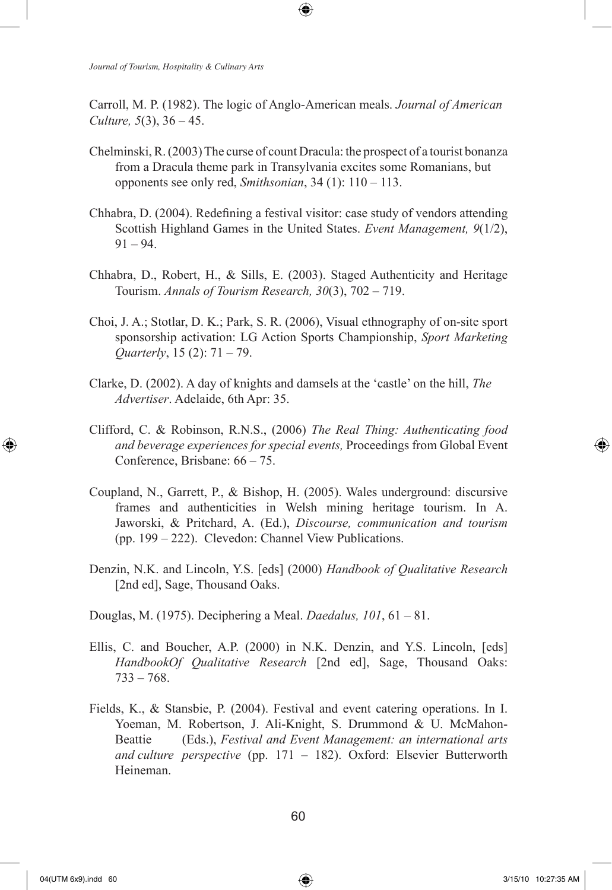Carroll, M. P. (1982). The logic of Anglo-American meals. *Journal of American Culture, 5*(3), 36 – 45.

Chelminski, R. (2003) The curse of count Dracula: the prospect of a tourist bonanza from a Dracula theme park in Transylvania excites some Romanians, but opponents see only red, *Smithsonian*, 34 (1): 110 – 113.

Chhabra, D. (2004). Redefining a festival visitor: case study of vendors attending Scottish Highland Games in the United States. *Event Management, 9*(1/2), 91 – 94.

Chhabra, D., Robert, H., & Sills, E. (2003). Staged Authenticity and Heritage Tourism. *Annals of Tourism Research, 30*(3), 702 – 719.

Choi, J. A.; Stotlar, D. K.; Park, S. R. (2006), Visual ethnography of on-site sport sponsorship activation: LG Action Sports Championship, *Sport Marketing Quarterly*, 15 (2): 71 – 79.

Clarke, D. (2002). A day of knights and damsels at the 'castle' on the hill, *The Advertiser*. Adelaide, 6th Apr: 35.

Clifford, C. & Robinson, R.N.S., (2006) *The Real Thing: Authenticating food and beverage experiences for special events,* Proceedings from Global Event Conference, Brisbane: 66 – 75.

Coupland, N., Garrett, P., & Bishop, H. (2005). Wales underground: discursive frames and authenticities in Welsh mining heritage tourism. In A. Jaworski, & Pritchard, A. (Ed.), *Discourse, communication and tourism* (pp. 199 – 222). Clevedon: Channel View Publications.

Denzin, N.K. and Lincoln, Y.S. [eds] (2000) *Handbook of Qualitative Research* [2nd ed], Sage, Thousand Oaks.

Douglas, M. (1975). Deciphering a Meal. *Daedalus, 101*, 61 – 81.

Ellis, C. and Boucher, A.P. (2000) in N.K. Denzin, and Y.S. Lincoln, [eds] *HandbookOf Qualitative Research* [2nd ed], Sage, Thousand Oaks: 733 – 768.

Fields, K., & Stansbie, P. (2004). Festival and event catering operations. In I. Yoeman, M. Robertson, J. Ali-Knight, S. Drummond & U. McMahon-Beattie (Eds.), *Festival and Event Management: an international arts and culture perspective* (pp. 171 – 182). Oxford: Elsevier Butterworth Heineman.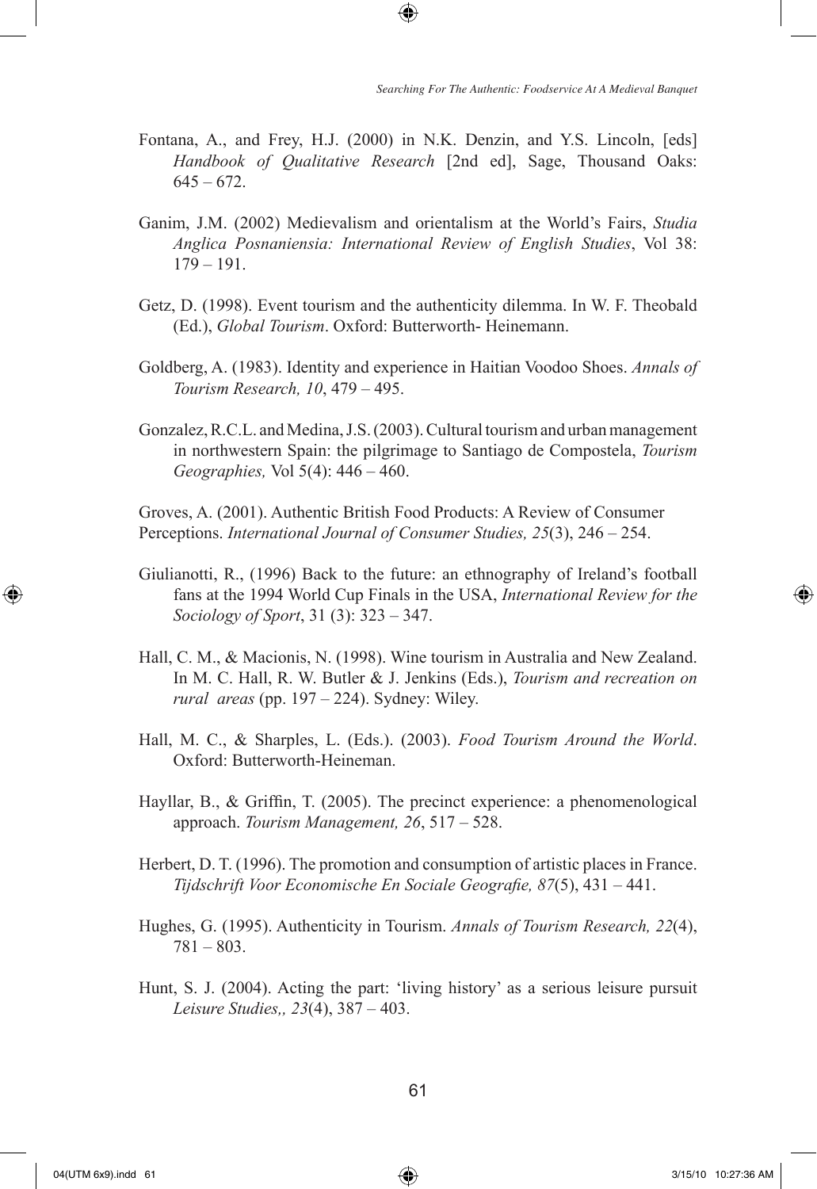Fontana, A., and Frey, H.J. (2000) in N.K. Denzin, and Y.S. Lincoln, [eds] *Handbook of Qualitative Research* [2nd ed], Sage, Thousand Oaks: 645 – 672.

Ganim, J.M. (2002) Medievalism and orientalism at the World's Fairs, *Studia Anglica Posnaniensia: International Review of English Studies*, Vol 38: 179 – 191.

Getz, D. (1998). Event tourism and the authenticity dilemma. In W. F. Theobald (Ed.), *Global Tourism*. Oxford: Butterworth- Heinemann.

Goldberg, A. (1983). Identity and experience in Haitian Voodoo Shoes. *Annals of Tourism Research, 10*, 479 – 495.

Gonzalez, R.C.L. and Medina, J.S. (2003). Cultural tourism and urban management in northwestern Spain: the pilgrimage to Santiago de Compostela, *Tourism Geographies,* Vol 5(4): 446 – 460.

Groves, A. (2001). Authentic British Food Products: A Review of Consumer Perceptions. *International Journal of Consumer Studies, 25*(3), 246 – 254.

Giulianotti, R., (1996) Back to the future: an ethnography of Ireland's football fans at the 1994 World Cup Finals in the USA, *International Review for the Sociology of Sport*, 31 (3): 323 – 347.

Hall, C. M., & Macionis, N. (1998). Wine tourism in Australia and New Zealand. In M. C. Hall, R. W. Butler & J. Jenkins (Eds.), *Tourism and recreation on rural areas* (pp. 197 – 224). Sydney: Wiley.

Hall, M. C., & Sharples, L. (Eds.). (2003). *Food Tourism Around the World*. Oxford: Butterworth-Heineman.

Hayllar, B., & Griffin, T. (2005). The precinct experience: a phenomenological approach. *Tourism Management, 26*, 517 – 528.

Herbert, D. T. (1996). The promotion and consumption of artistic places in France. *Tijdschrift Voor Economische En Sociale Geografie, 87*(5), 431 – 441.

Hughes, G. (1995). Authenticity in Tourism. *Annals of Tourism Research, 22*(4), 781 – 803.

Hunt, S. J. (2004). Acting the part: 'living history' as a serious leisure pursuit *Leisure Studies,, 23*(4), 387 – 403.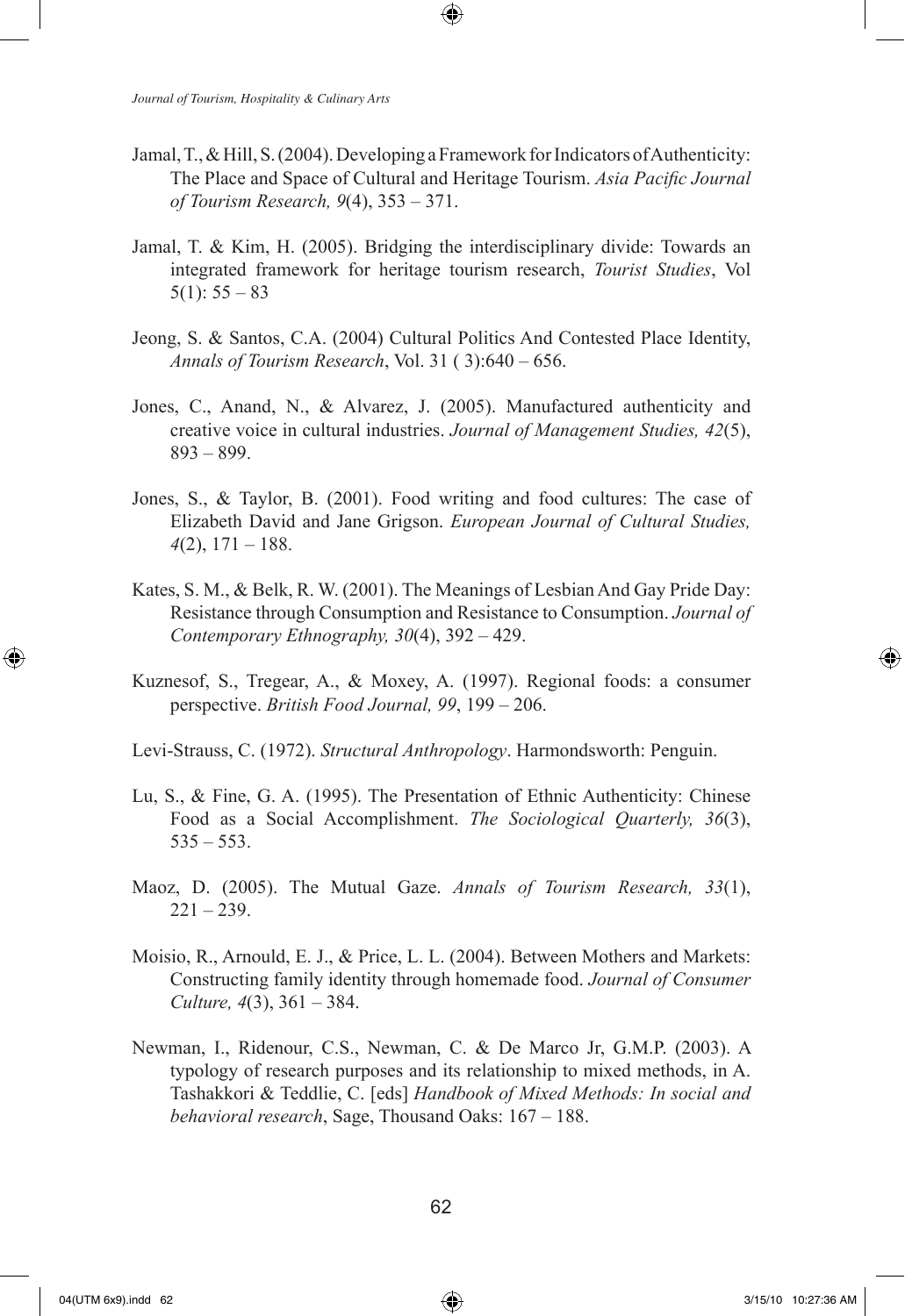Jamal, T., & Hill, S. (2004). Developing a Framework for Indicators of Authenticity: The Place and Space of Cultural and Heritage Tourism. *Asia Pacific Journal of Tourism Research, 9*(4), 353 – 371.

Jamal, T. & Kim, H. (2005). Bridging the interdisciplinary divide: Towards an integrated framework for heritage tourism research, *Tourist Studies*, Vol 5(1): 55 – 83

Jeong, S. & Santos, C.A. (2004) Cultural Politics And Contested Place Identity, *Annals of Tourism Research*, Vol. 31 ( 3):640 – 656.

Jones, C., Anand, N., & Alvarez, J. (2005). Manufactured authenticity and creative voice in cultural industries. *Journal of Management Studies, 42*(5), 893 – 899.

Jones, S., & Taylor, B. (2001). Food writing and food cultures: The case of Elizabeth David and Jane Grigson. *European Journal of Cultural Studies, 4*(2), 171 – 188.

Kates, S. M., & Belk, R. W. (2001). The Meanings of Lesbian And Gay Pride Day: Resistance through Consumption and Resistance to Consumption. *Journal of Contemporary Ethnography, 30*(4), 392 – 429.

Kuznesof, S., Tregear, A., & Moxey, A. (1997). Regional foods: a consumer perspective. *British Food Journal, 99*, 199 – 206.

Levi-Strauss, C. (1972). *Structural Anthropology*. Harmondsworth: Penguin.

Lu, S., & Fine, G. A. (1995). The Presentation of Ethnic Authenticity: Chinese Food as a Social Accomplishment. *The Sociological Quarterly, 36*(3), 535 – 553.

Maoz, D. (2005). The Mutual Gaze. *Annals of Tourism Research, 33*(1), 221 – 239.

Moisio, R., Arnould, E. J., & Price, L. L. (2004). Between Mothers and Markets: Constructing family identity through homemade food. *Journal of Consumer Culture, 4*(3), 361 – 384.

Newman, I., Ridenour, C.S., Newman, C. & De Marco Jr, G.M.P. (2003). A typology of research purposes and its relationship to mixed methods, in A. Tashakkori & Teddlie, C. [eds] *Handbook of Mixed Methods: In social and behavioral research*, Sage, Thousand Oaks: 167 – 188.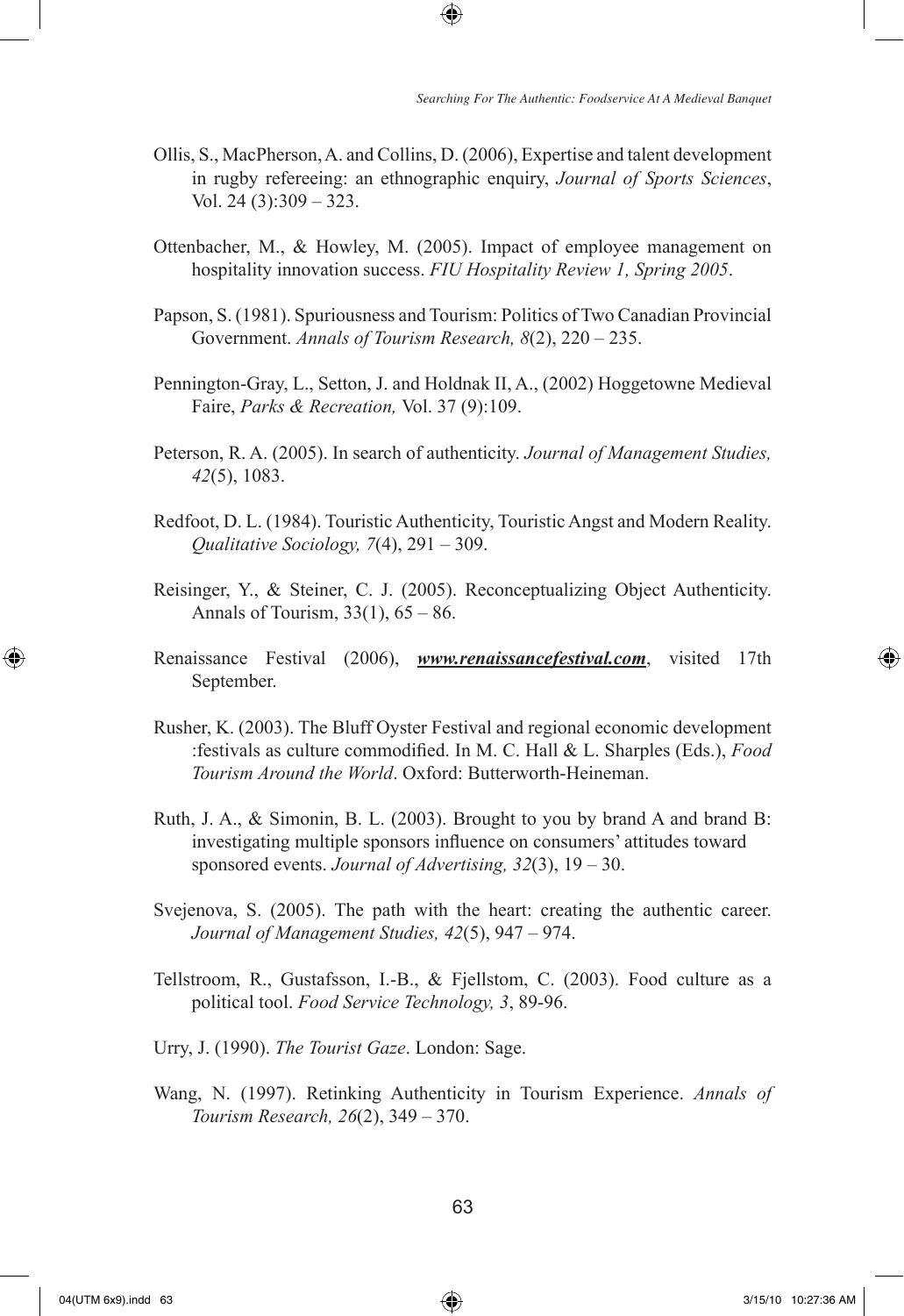Ollis, S., MacPherson, A. and Collins, D. (2006), Expertise and talent development in rugby refereeing: an ethnographic enquiry, *Journal of Sports Sciences*, Vol. 24 (3):309 – 323.

Ottenbacher, M., & Howley, M. (2005). Impact of employee management on hospitality innovation success. *FIU Hospitality Review 1, Spring 2005*.

Papson, S. (1981). Spuriousness and Tourism: Politics of Two Canadian Provincial Government. *Annals of Tourism Research, 8*(2), 220 – 235.

Pennington-Gray, L., Setton, J. and Holdnak II, A., (2002) Hoggetowne Medieval Faire, *Parks & Recreation,* Vol. 37 (9):109.

Peterson, R. A. (2005). In search of authenticity. *Journal of Management Studies, 42*(5), 1083.

Redfoot, D. L. (1984). Touristic Authenticity, Touristic Angst and Modern Reality. *Qualitative Sociology, 7*(4), 291 – 309.

Reisinger, Y., & Steiner, C. J. (2005). Reconceptualizing Object Authenticity. Annals of Tourism, 33(1), 65 – 86.

Renaissance Festival (2006), ***www.renaissancefestival.com***, visited 17th September.

Rusher, K. (2003). The Bluff Oyster Festival and regional economic development :festivals as culture commodified. In M. C. Hall & L. Sharples (Eds.), *Food Tourism Around the World*. Oxford: Butterworth-Heineman.

Ruth, J. A., & Simonin, B. L. (2003). Brought to you by brand A and brand B: investigating multiple sponsors influence on consumers' attitudes toward sponsored events. *Journal of Advertising, 32*(3), 19 – 30.

Svejenova, S. (2005). The path with the heart: creating the authentic career. *Journal of Management Studies, 42*(5), 947 – 974.

Tellstroom, R., Gustafsson, I.-B., & Fjellstom, C. (2003). Food culture as a political tool. *Food Service Technology, 3*, 89-96.

Urry, J. (1990). *The Tourist Gaze*. London: Sage.

Wang, N. (1997). Retinking Authenticity in Tourism Experience. *Annals of Tourism Research, 26*(2), 349 – 370.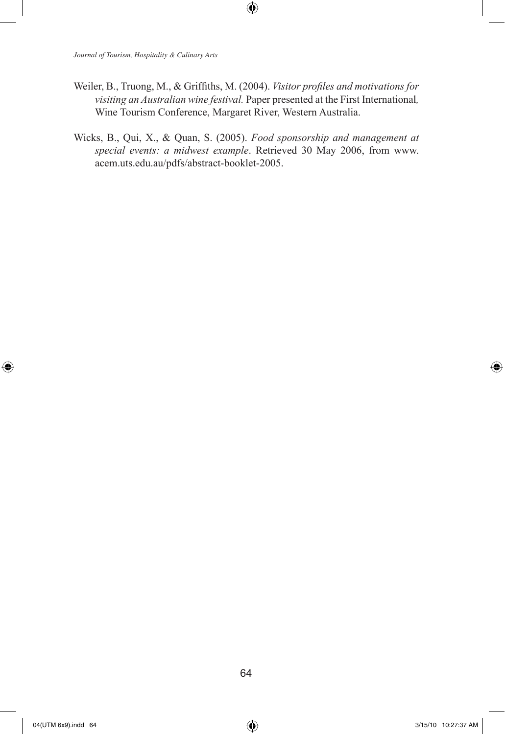Weiler, B., Truong, M., & Griffiths, M. (2004). *Visitor profiles and motivations for visiting an Australian wine festival.* Paper presented at the First International*,* Wine Tourism Conference, Margaret River, Western Australia.

Wicks, B., Qui, X., & Quan, S. (2005). *Food sponsorship and management at special events: a midwest example*. Retrieved 30 May 2006, from www.acem.uts.edu.au/pdfs/abstract-booklet-2005.